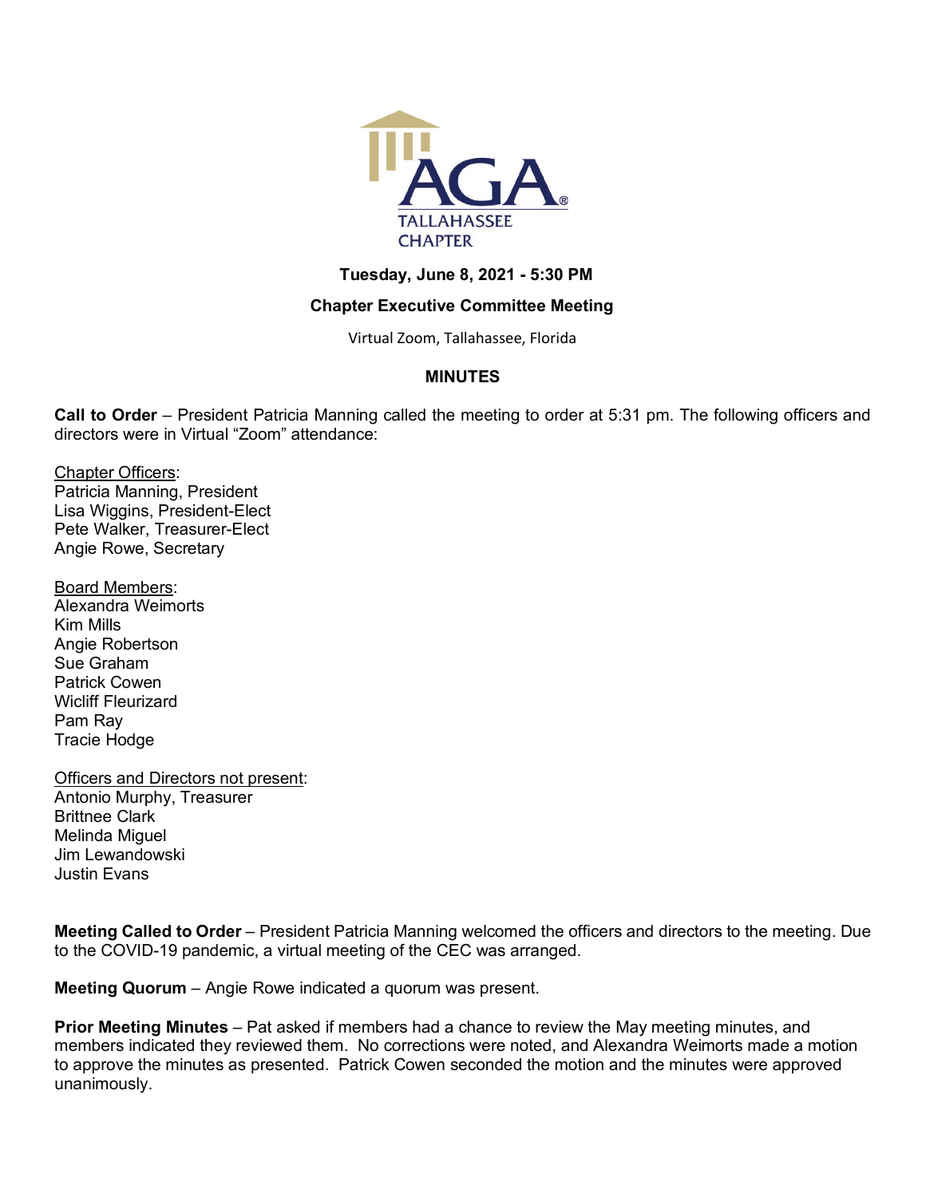AGA®
TALLAHASSEE CHAPTER

**Tuesday, June 8, 2021 - 5:30 PM**

**Chapter Executive Committee Meeting**

Virtual Zoom, Tallahassee, Florida

## MINUTES

**Call to Order** – President Patricia Manning called the meeting to order at 5:31 pm. The following officers and directors were in Virtual "Zoom" attendance:

Chapter Officers:
Patricia Manning, President
Lisa Wiggins, President-Elect
Pete Walker, Treasurer-Elect
Angie Rowe, Secretary

Board Members:
Alexandra Weimorts
Kim Mills
Angie Robertson
Sue Graham
Patrick Cowen
Wicliff Fleurizard
Pam Ray
Tracie Hodge

Officers and Directors not present:
Antonio Murphy, Treasurer
Brittnee Clark
Melinda Miguel
Jim Lewandowski
Justin Evans

**Meeting Called to Order** – President Patricia Manning welcomed the officers and directors to the meeting. Due to the COVID-19 pandemic, a virtual meeting of the CEC was arranged.

**Meeting Quorum** – Angie Rowe indicated a quorum was present.

**Prior Meeting Minutes** – Pat asked if members had a chance to review the May meeting minutes, and members indicated they reviewed them. No corrections were noted, and Alexandra Weimorts made a motion to approve the minutes as presented. Patrick Cowen seconded the motion and the minutes were approved unanimously.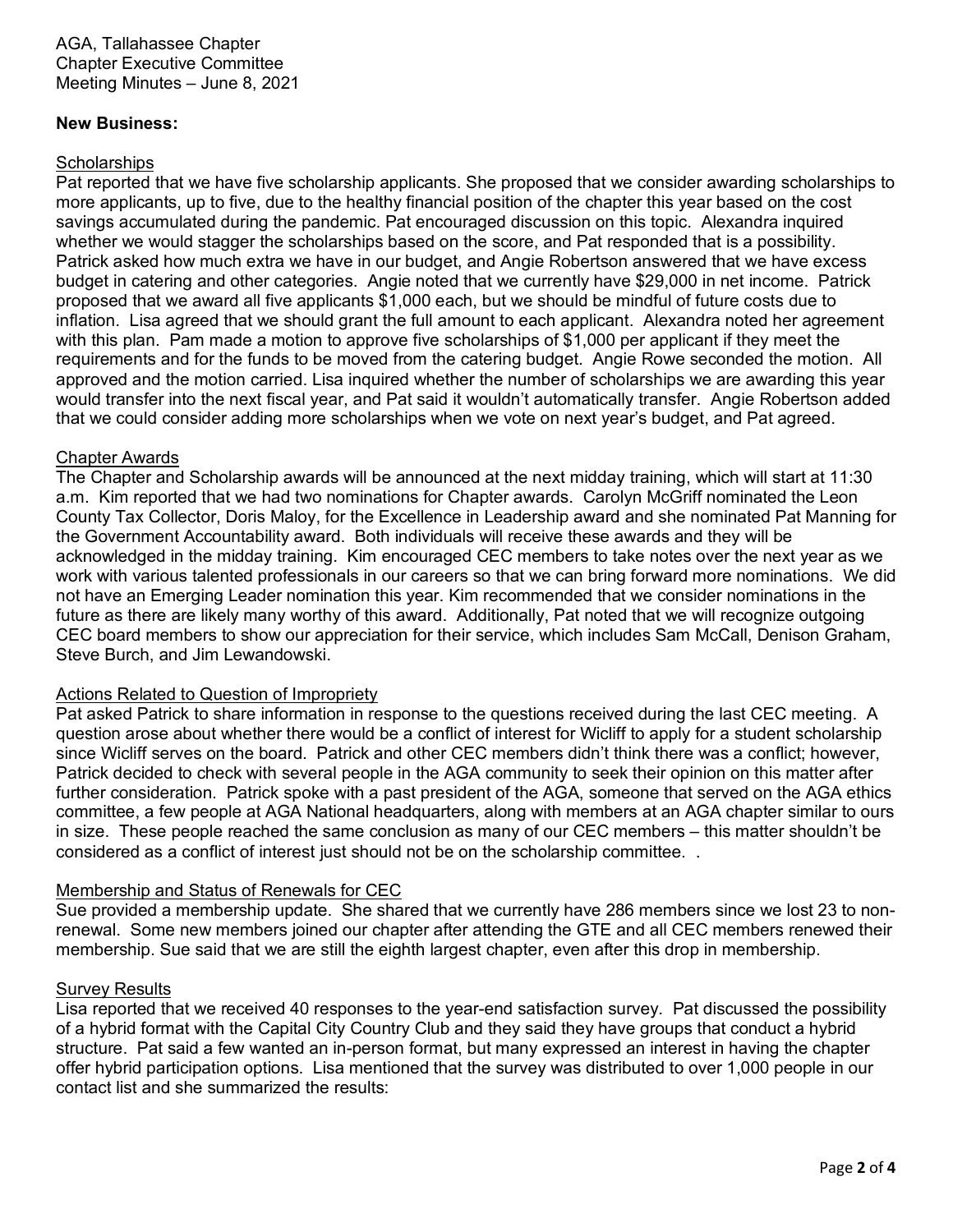AGA, Tallahassee Chapter
Chapter Executive Committee
Meeting Minutes – June 8, 2021

**New Business:**

Scholarships

Pat reported that we have five scholarship applicants. She proposed that we consider awarding scholarships to more applicants, up to five, due to the healthy financial position of the chapter this year based on the cost savings accumulated during the pandemic. Pat encouraged discussion on this topic. Alexandra inquired whether we would stagger the scholarships based on the score, and Pat responded that is a possibility. Patrick asked how much extra we have in our budget, and Angie Robertson answered that we have excess budget in catering and other categories. Angie noted that we currently have $29,000 in net income. Patrick proposed that we award all five applicants $1,000 each, but we should be mindful of future costs due to inflation. Lisa agreed that we should grant the full amount to each applicant. Alexandra noted her agreement with this plan. Pam made a motion to approve five scholarships of $1,000 per applicant if they meet the requirements and for the funds to be moved from the catering budget. Angie Rowe seconded the motion. All approved and the motion carried. Lisa inquired whether the number of scholarships we are awarding this year would transfer into the next fiscal year, and Pat said it wouldn't automatically transfer. Angie Robertson added that we could consider adding more scholarships when we vote on next year's budget, and Pat agreed.

Chapter Awards

The Chapter and Scholarship awards will be announced at the next midday training, which will start at 11:30 a.m. Kim reported that we had two nominations for Chapter awards. Carolyn McGriff nominated the Leon County Tax Collector, Doris Maloy, for the Excellence in Leadership award and she nominated Pat Manning for the Government Accountability award. Both individuals will receive these awards and they will be acknowledged in the midday training. Kim encouraged CEC members to take notes over the next year as we work with various talented professionals in our careers so that we can bring forward more nominations. We did not have an Emerging Leader nomination this year. Kim recommended that we consider nominations in the future as there are likely many worthy of this award. Additionally, Pat noted that we will recognize outgoing CEC board members to show our appreciation for their service, which includes Sam McCall, Denison Graham, Steve Burch, and Jim Lewandowski.

Actions Related to Question of Impropriety

Pat asked Patrick to share information in response to the questions received during the last CEC meeting. A question arose about whether there would be a conflict of interest for Wicliff to apply for a student scholarship since Wicliff serves on the board. Patrick and other CEC members didn't think there was a conflict; however, Patrick decided to check with several people in the AGA community to seek their opinion on this matter after further consideration. Patrick spoke with a past president of the AGA, someone that served on the AGA ethics committee, a few people at AGA National headquarters, along with members at an AGA chapter similar to ours in size. These people reached the same conclusion as many of our CEC members – this matter shouldn't be considered as a conflict of interest just should not be on the scholarship committee. .

Membership and Status of Renewals for CEC

Sue provided a membership update. She shared that we currently have 286 members since we lost 23 to non-renewal. Some new members joined our chapter after attending the GTE and all CEC members renewed their membership. Sue said that we are still the eighth largest chapter, even after this drop in membership.

Survey Results

Lisa reported that we received 40 responses to the year-end satisfaction survey. Pat discussed the possibility of a hybrid format with the Capital City Country Club and they said they have groups that conduct a hybrid structure. Pat said a few wanted an in-person format, but many expressed an interest in having the chapter offer hybrid participation options. Lisa mentioned that the survey was distributed to over 1,000 people in our contact list and she summarized the results: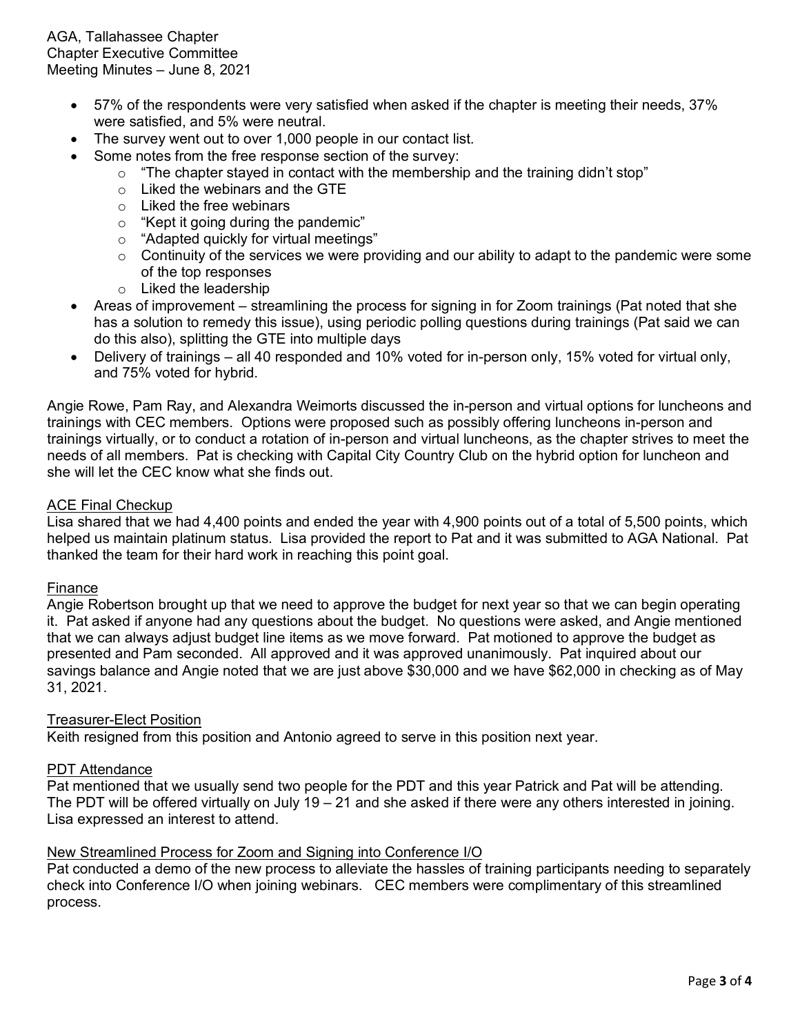- 57% of the respondents were very satisfied when asked if the chapter is meeting their needs, 37% were satisfied, and 5% were neutral.
- The survey went out to over 1,000 people in our contact list.
- Some notes from the free response section of the survey:
  - "The chapter stayed in contact with the membership and the training didn't stop"
  - Liked the webinars and the GTE
  - Liked the free webinars
  - "Kept it going during the pandemic"
  - "Adapted quickly for virtual meetings"
  - Continuity of the services we were providing and our ability to adapt to the pandemic were some of the top responses
  - Liked the leadership
- Areas of improvement – streamlining the process for signing in for Zoom trainings (Pat noted that she has a solution to remedy this issue), using periodic polling questions during trainings (Pat said we can do this also), splitting the GTE into multiple days
- Delivery of trainings – all 40 responded and 10% voted for in-person only, 15% voted for virtual only, and 75% voted for hybrid.

Angie Rowe, Pam Ray, and Alexandra Weimorts discussed the in-person and virtual options for luncheons and trainings with CEC members. Options were proposed such as possibly offering luncheons in-person and trainings virtually, or to conduct a rotation of in-person and virtual luncheons, as the chapter strives to meet the needs of all members. Pat is checking with Capital City Country Club on the hybrid option for luncheon and she will let the CEC know what she finds out.

<u>ACE Final Checkup</u>

Lisa shared that we had 4,400 points and ended the year with 4,900 points out of a total of 5,500 points, which helped us maintain platinum status. Lisa provided the report to Pat and it was submitted to AGA National. Pat thanked the team for their hard work in reaching this point goal.

<u>Finance</u>

Angie Robertson brought up that we need to approve the budget for next year so that we can begin operating it. Pat asked if anyone had any questions about the budget. No questions were asked, and Angie mentioned that we can always adjust budget line items as we move forward. Pat motioned to approve the budget as presented and Pam seconded. All approved and it was approved unanimously. Pat inquired about our savings balance and Angie noted that we are just above $30,000 and we have $62,000 in checking as of May 31, 2021.

<u>Treasurer-Elect Position</u>

Keith resigned from this position and Antonio agreed to serve in this position next year.

<u>PDT Attendance</u>

Pat mentioned that we usually send two people for the PDT and this year Patrick and Pat will be attending. The PDT will be offered virtually on July 19 – 21 and she asked if there were any others interested in joining. Lisa expressed an interest to attend.

<u>New Streamlined Process for Zoom and Signing into Conference I/O</u>

Pat conducted a demo of the new process to alleviate the hassles of training participants needing to separately check into Conference I/O when joining webinars. CEC members were complimentary of this streamlined process.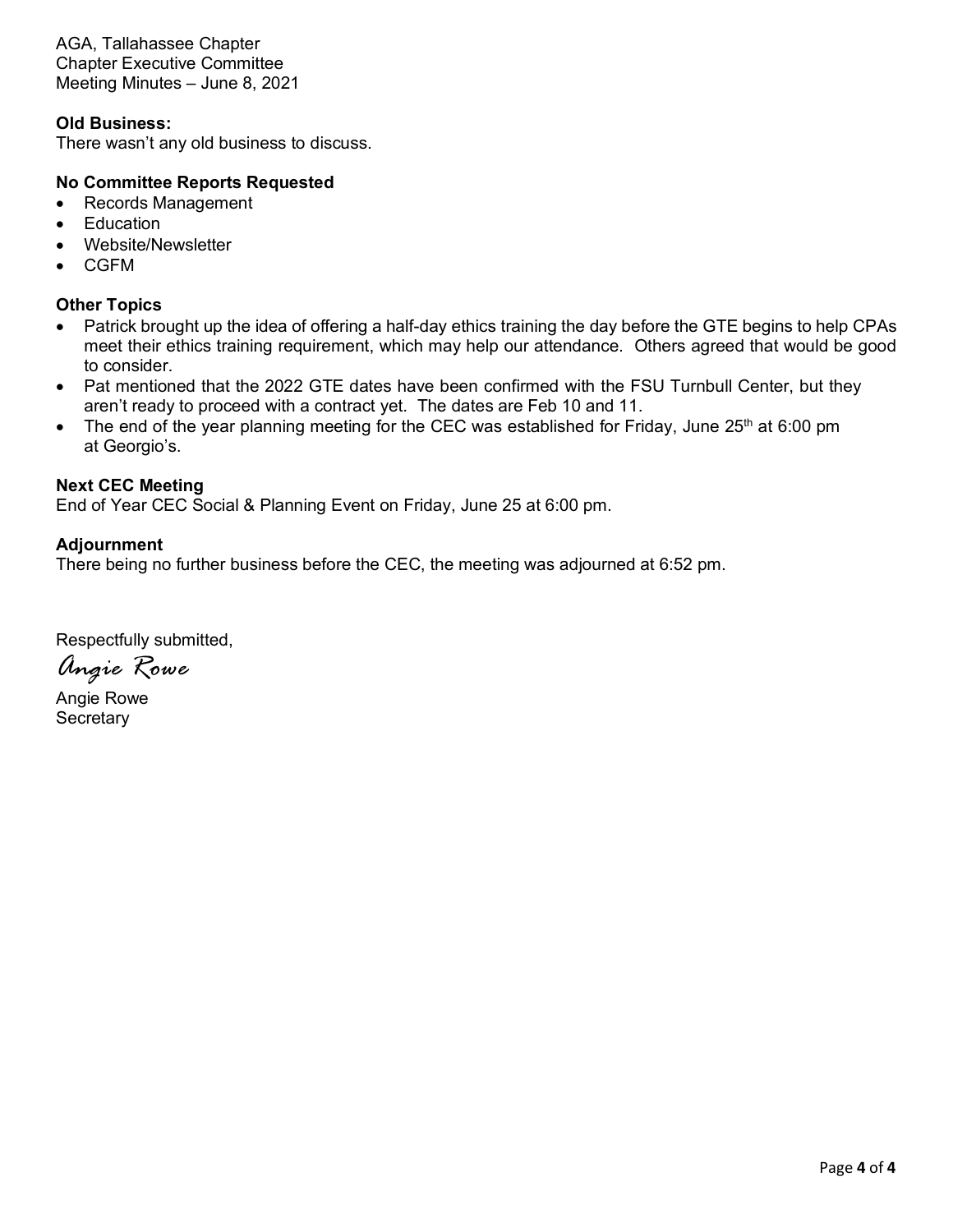AGA, Tallahassee Chapter
Chapter Executive Committee
Meeting Minutes – June 8, 2021

**Old Business:**
There wasn't any old business to discuss.

**No Committee Reports Requested**

- Records Management
- Education
- Website/Newsletter
- CGFM

**Other Topics**

- Patrick brought up the idea of offering a half-day ethics training the day before the GTE begins to help CPAs meet their ethics training requirement, which may help our attendance. Others agreed that would be good to consider.
- Pat mentioned that the 2022 GTE dates have been confirmed with the FSU Turnbull Center, but they aren't ready to proceed with a contract yet. The dates are Feb 10 and 11.
- The end of the year planning meeting for the CEC was established for Friday, June 25th at 6:00 pm at Georgio's.

**Next CEC Meeting**
End of Year CEC Social & Planning Event on Friday, June 25 at 6:00 pm.

**Adjournment**
There being no further business before the CEC, the meeting was adjourned at 6:52 pm.

Respectfully submitted,

*Angie Rowe*

Angie Rowe
Secretary